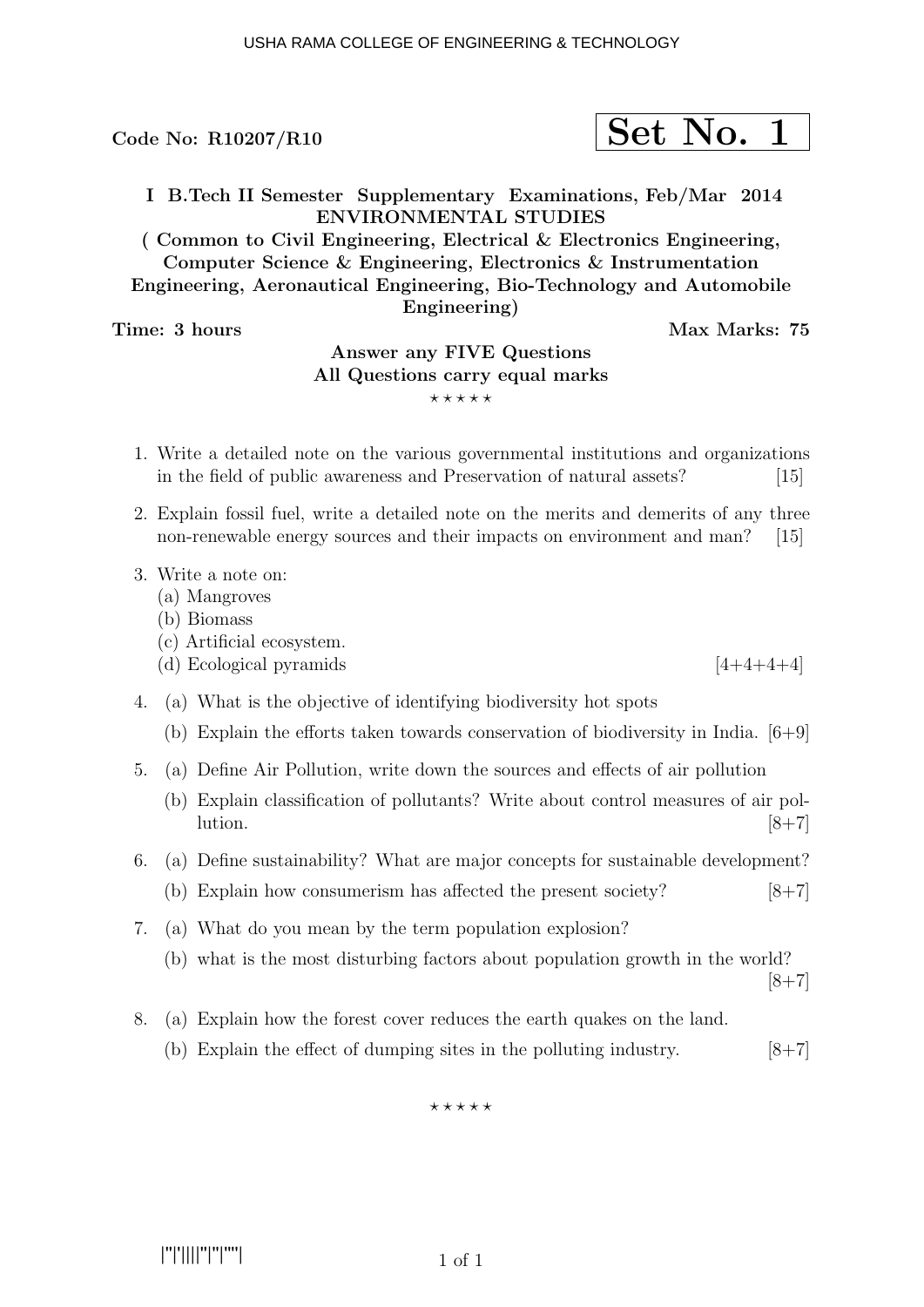USHA RAMA COLLEGE OF ENGINEERING & TECHNOLOGY

**Code No: R10207/R10** **Set No. 1**

**I B.Tech II Semester Supplementary Examinations, Feb/Mar 2014**
**ENVIRONMENTAL STUDIES**
**( Common to Civil Engineering, Electrical & Electronics Engineering, Computer Science & Engineering, Electronics & Instrumentation Engineering, Aeronautical Engineering, Bio-Technology and Automobile Engineering)**

**Time: 3 hours** **Max Marks: 75**

**Answer any FIVE Questions**
**All Questions carry equal marks**

⋆ ⋆ ⋆ ⋆ ⋆

1. Write a detailed note on the various governmental institutions and organizations in the field of public awareness and Preservation of natural assets? [15]

2. Explain fossil fuel, write a detailed note on the merits and demerits of any three non-renewable energy sources and their impacts on environment and man? [15]

3. Write a note on:
   (a) Mangroves
   (b) Biomass
   (c) Artificial ecosystem.
   (d) Ecological pyramids [4+4+4+4]

4. (a) What is the objective of identifying biodiversity hot spots
   (b) Explain the efforts taken towards conservation of biodiversity in India. [6+9]

5. (a) Define Air Pollution, write down the sources and effects of air pollution
   (b) Explain classification of pollutants? Write about control measures of air pollution. [8+7]

6. (a) Define sustainability? What are major concepts for sustainable development?
   (b) Explain how consumerism has affected the present society? [8+7]

7. (a) What do you mean by the term population explosion?
   (b) what is the most disturbing factors about population growth in the world? [8+7]

8. (a) Explain how the forest cover reduces the earth quakes on the land.
   (b) Explain the effect of dumping sites in the polluting industry. [8+7]

⋆ ⋆ ⋆ ⋆ ⋆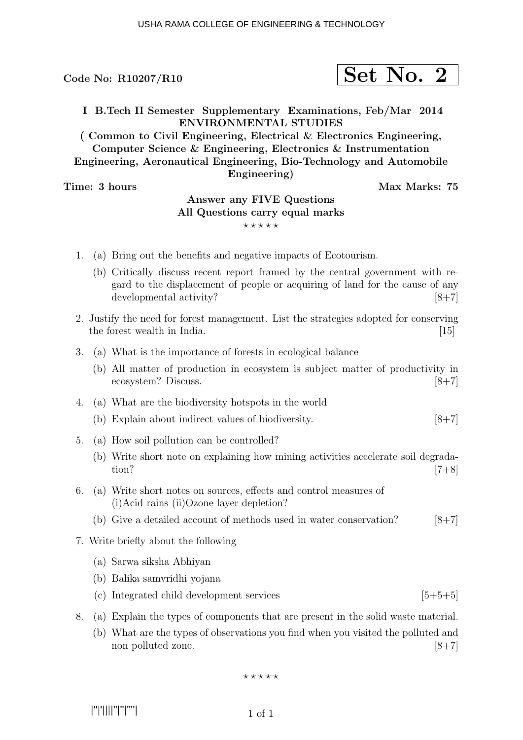Code No: R10207/R10

**Set No. 2**

**I B.Tech II Semester Supplementary Examinations, Feb/Mar 2014**
**ENVIRONMENTAL STUDIES**
**( Common to Civil Engineering, Electrical & Electronics Engineering, Computer Science & Engineering, Electronics & Instrumentation Engineering, Aeronautical Engineering, Bio-Technology and Automobile Engineering)**

**Time: 3 hours** **Max Marks: 75**

**Answer any FIVE Questions**
**All Questions carry equal marks**

⋆ ⋆ ⋆ ⋆ ⋆

1. (a) Bring out the benefits and negative impacts of Ecotourism.
   (b) Critically discuss recent report framed by the central government with regard to the displacement of people or acquiring of land for the cause of any developmental activity? [8+7]

2. Justify the need for forest management. List the strategies adopted for conserving the forest wealth in India. [15]

3. (a) What is the importance of forests in ecological balance
   (b) All matter of production in ecosystem is subject matter of productivity in ecosystem? Discuss. [8+7]

4. (a) What are the biodiversity hotspots in the world
   (b) Explain about indirect values of biodiversity. [8+7]

5. (a) How soil pollution can be controlled?
   (b) Write short note on explaining how mining activities accelerate soil degradation? [7+8]

6. (a) Write short notes on sources, effects and control measures of (i)Acid rains (ii)Ozone layer depletion?
   (b) Give a detailed account of methods used in water conservation? [8+7]

7. Write briefly about the following
   (a) Sarwa siksha Abhiyan
   (b) Balika samvridhi yojana
   (c) Integrated child development services [5+5+5]

8. (a) Explain the types of components that are present in the solid waste material.
   (b) What are the types of observations you find when you visited the polluted and non polluted zone. [8+7]

⋆ ⋆ ⋆ ⋆ ⋆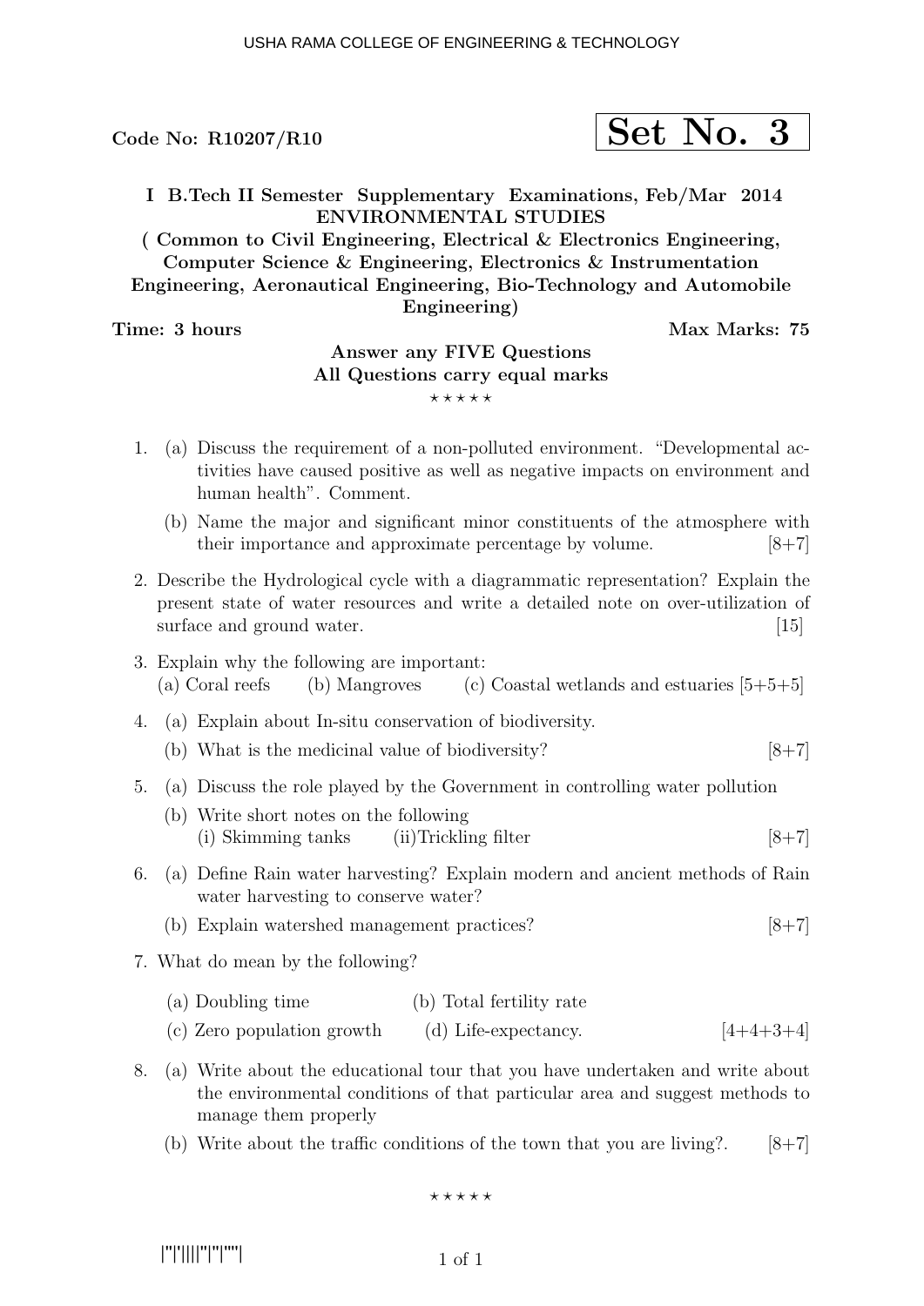Code No: R10207/R10

**Set No. 3**

**I B.Tech II Semester Supplementary Examinations, Feb/Mar 2014**
**ENVIRONMENTAL STUDIES**
**( Common to Civil Engineering, Electrical & Electronics Engineering, Computer Science & Engineering, Electronics & Instrumentation Engineering, Aeronautical Engineering, Bio-Technology and Automobile Engineering)**

**Time: 3 hours** **Max Marks: 75**

**Answer any FIVE Questions**
**All Questions carry equal marks**

⋆⋆⋆⋆⋆

1. (a) Discuss the requirement of a non-polluted environment. "Developmental activities have caused positive as well as negative impacts on environment and human health". Comment.

   (b) Name the major and significant minor constituents of the atmosphere with their importance and approximate percentage by volume. [8+7]

2. Describe the Hydrological cycle with a diagrammatic representation? Explain the present state of water resources and write a detailed note on over-utilization of surface and ground water. [15]

3. Explain why the following are important:
   (a) Coral reefs (b) Mangroves (c) Coastal wetlands and estuaries [5+5+5]

4. (a) Explain about In-situ conservation of biodiversity.

   (b) What is the medicinal value of biodiversity? [8+7]

5. (a) Discuss the role played by the Government in controlling water pollution

   (b) Write short notes on the following
   (i) Skimming tanks (ii)Trickling filter [8+7]

6. (a) Define Rain water harvesting? Explain modern and ancient methods of Rain water harvesting to conserve water?

   (b) Explain watershed management practices? [8+7]

7. What do mean by the following?

   (a) Doubling time (b) Total fertility rate
   (c) Zero population growth (d) Life-expectancy. [4+4+3+4]

8. (a) Write about the educational tour that you have undertaken and write about the environmental conditions of that particular area and suggest methods to manage them properly

   (b) Write about the traffic conditions of the town that you are living?. [8+7]

⋆⋆⋆⋆⋆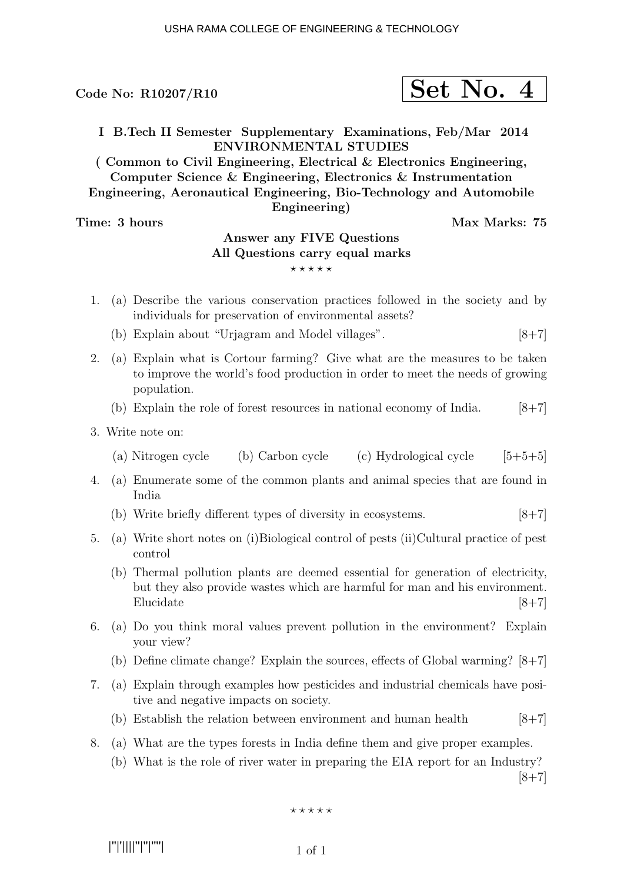Code No: R10207/R10

**Set No. 4**

**I B.Tech II Semester Supplementary Examinations, Feb/Mar 2014**
**ENVIRONMENTAL STUDIES**
**( Common to Civil Engineering, Electrical & Electronics Engineering, Computer Science & Engineering, Electronics & Instrumentation Engineering, Aeronautical Engineering, Bio-Technology and Automobile Engineering)**

**Time: 3 hours** **Max Marks: 75**

**Answer any FIVE Questions**
**All Questions carry equal marks**

⋆ ⋆ ⋆ ⋆ ⋆

1. (a) Describe the various conservation practices followed in the society and by individuals for preservation of environmental assets?
   (b) Explain about "Urjagram and Model villages". [8+7]

2. (a) Explain what is Cortour farming? Give what are the measures to be taken to improve the world's food production in order to meet the needs of growing population.
   (b) Explain the role of forest resources in national economy of India. [8+7]

3. Write note on:
   (a) Nitrogen cycle (b) Carbon cycle (c) Hydrological cycle [5+5+5]

4. (a) Enumerate some of the common plants and animal species that are found in India
   (b) Write briefly different types of diversity in ecosystems. [8+7]

5. (a) Write short notes on (i)Biological control of pests (ii)Cultural practice of pest control
   (b) Thermal pollution plants are deemed essential for generation of electricity, but they also provide wastes which are harmful for man and his environment. Elucidate [8+7]

6. (a) Do you think moral values prevent pollution in the environment? Explain your view?
   (b) Define climate change? Explain the sources, effects of Global warming? [8+7]

7. (a) Explain through examples how pesticides and industrial chemicals have positive and negative impacts on society.
   (b) Establish the relation between environment and human health [8+7]

8. (a) What are the types forests in India define them and give proper examples.
   (b) What is the role of river water in preparing the EIA report for an Industry? [8+7]

⋆ ⋆ ⋆ ⋆ ⋆